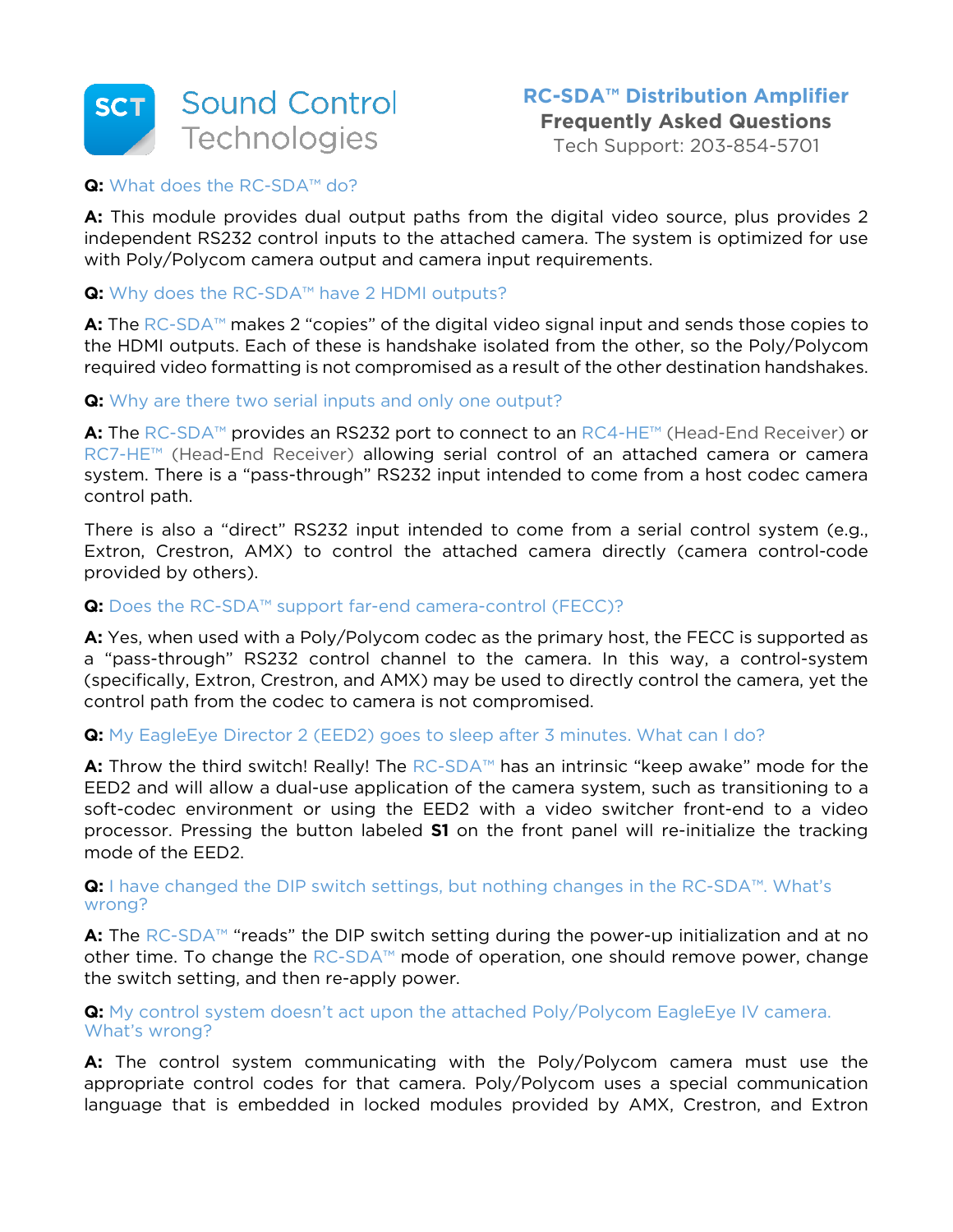# Sound Control Technologies

## RC-SDA™ Distribution Amplifier
**Frequently Asked Questions**
Tech Support: 203-854-5701

**Q:** What does the RC-SDA™ do?

**A:** This module provides dual output paths from the digital video source, plus provides 2 independent RS232 control inputs to the attached camera. The system is optimized for use with Poly/Polycom camera output and camera input requirements.

**Q:** Why does the RC-SDA™ have 2 HDMI outputs?

**A:** The RC-SDA™ makes 2 "copies" of the digital video signal input and sends those copies to the HDMI outputs. Each of these is handshake isolated from the other, so the Poly/Polycom required video formatting is not compromised as a result of the other destination handshakes.

**Q:** Why are there two serial inputs and only one output?

**A:** The RC-SDA™ provides an RS232 port to connect to an RC4-HE™ (Head-End Receiver) or RC7-HE™ (Head-End Receiver) allowing serial control of an attached camera or camera system. There is a "pass-through" RS232 input intended to come from a host codec camera control path.

There is also a "direct" RS232 input intended to come from a serial control system (e.g., Extron, Crestron, AMX) to control the attached camera directly (camera control-code provided by others).

**Q:** Does the RC-SDA™ support far-end camera-control (FECC)?

**A:** Yes, when used with a Poly/Polycom codec as the primary host, the FECC is supported as a "pass-through" RS232 control channel to the camera. In this way, a control-system (specifically, Extron, Crestron, and AMX) may be used to directly control the camera, yet the control path from the codec to camera is not compromised.

**Q:** My EagleEye Director 2 (EED2) goes to sleep after 3 minutes. What can I do?

**A:** Throw the third switch! Really! The RC-SDA™ has an intrinsic "keep awake" mode for the EED2 and will allow a dual-use application of the camera system, such as transitioning to a soft-codec environment or using the EED2 with a video switcher front-end to a video processor. Pressing the button labeled **S1** on the front panel will re-initialize the tracking mode of the EED2.

**Q:** I have changed the DIP switch settings, but nothing changes in the RC-SDA™. What's wrong?

**A:** The RC-SDA™ "reads" the DIP switch setting during the power-up initialization and at no other time. To change the RC-SDA™ mode of operation, one should remove power, change the switch setting, and then re-apply power.

**Q:** My control system doesn't act upon the attached Poly/Polycom EagleEye IV camera. What's wrong?

**A:** The control system communicating with the Poly/Polycom camera must use the appropriate control codes for that camera. Poly/Polycom uses a special communication language that is embedded in locked modules provided by AMX, Crestron, and Extron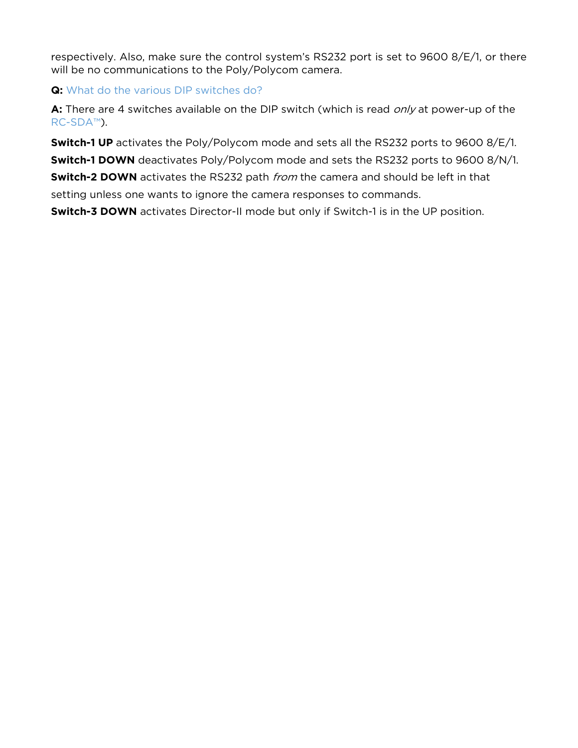respectively. Also, make sure the control system's RS232 port is set to 9600 8/E/1, or there will be no communications to the Poly/Polycom camera.

**Q:** What do the various DIP switches do?

**A:** There are 4 switches available on the DIP switch (which is read *only* at power-up of the RC-SDA™).

**Switch-1 UP** activates the Poly/Polycom mode and sets all the RS232 ports to 9600 8/E/1.
**Switch-1 DOWN** deactivates Poly/Polycom mode and sets the RS232 ports to 9600 8/N/1.
**Switch-2 DOWN** activates the RS232 path *from* the camera and should be left in that setting unless one wants to ignore the camera responses to commands.
**Switch-3 DOWN** activates Director-II mode but only if Switch-1 is in the UP position.